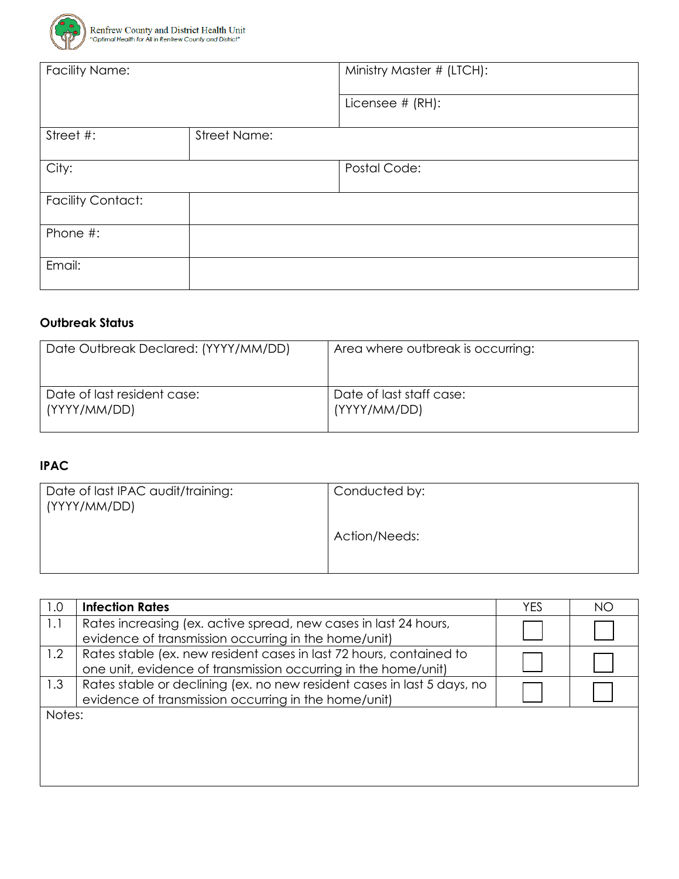Renfrew County and District Health Unit
*"Optimal Health for All in Renfrew County and District"*

| Facility Name: | | Ministry Master # (LTCH): |
|---|---|---|
| | | Licensee # (RH): |
| Street #: | Street Name: | |
| City: | | Postal Code: |
| Facility Contact: | | |
| Phone #: | | |
| Email: | | |

**Outbreak Status**

| Date Outbreak Declared: (YYYY/MM/DD) | Area where outbreak is occurring: |
|---|---|
| Date of last resident case: (YYYY/MM/DD) | Date of last staff case: (YYYY/MM/DD) |

**IPAC**

| Date of last IPAC audit/training: (YYYY/MM/DD) | Conducted by: <br><br> Action/Needs: |
|---|---|

| 1.0 | **Infection Rates** | YES | NO |
|---|---|---|---|
| 1.1 | Rates increasing (ex. active spread, new cases in last 24 hours, evidence of transmission occurring in the home/unit) | ☐ | ☐ |
| 1.2 | Rates stable (ex. new resident cases in last 72 hours, contained to one unit, evidence of transmission occurring in the home/unit) | ☐ | ☐ |
| 1.3 | Rates stable or declining (ex. no new resident cases in last 5 days, no evidence of transmission occurring in the home/unit) | ☐ | ☐ |
| Notes: | | | |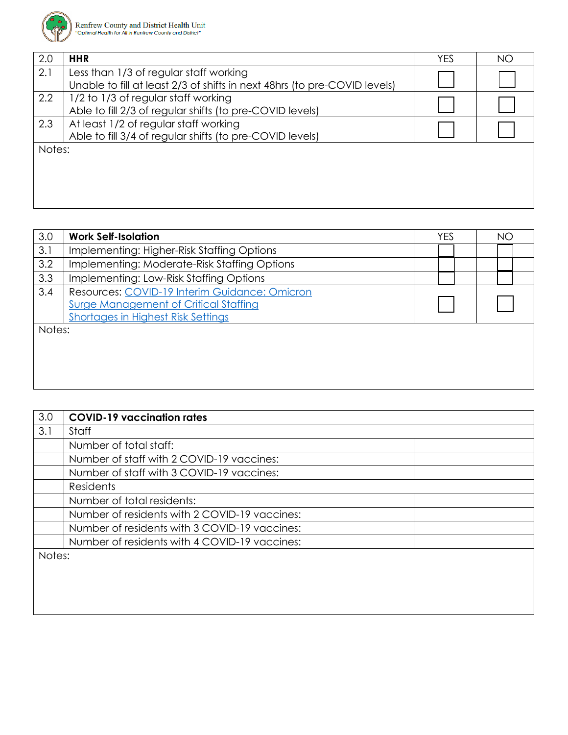| 2.0 | **HHR** | YES | NO |
|---|---|---|---|
| 2.1 | Less than 1/3 of regular staff working<br>Unable to fill at least 2/3 of shifts in next 48hrs (to pre-COVID levels) | ☐ | ☐ |
| 2.2 | 1/2 to 1/3 of regular staff working<br>Able to fill 2/3 of regular shifts (to pre-COVID levels) | ☐ | ☐ |
| 2.3 | At least 1/2 of regular staff working<br>Able to fill 3/4 of regular shifts (to pre-COVID levels) | ☐ | ☐ |
| Notes: | | | |

| 3.0 | **Work Self-Isolation** | YES | NO |
|---|---|---|---|
| 3.1 | Implementing: Higher-Risk Staffing Options | ☐ | ☐ |
| 3.2 | Implementing: Moderate-Risk Staffing Options | ☐ | ☐ |
| 3.3 | Implementing: Low-Risk Staffing Options | ☐ | ☐ |
| 3.4 | Resources: COVID-19 Interim Guidance: Omicron Surge Management of Critical Staffing Shortages in Highest Risk Settings | ☐ | ☐ |
| Notes: | | | |

| 3.0 | **COVID-19 vaccination rates** | |
|---|---|---|
| 3.1 | Staff | |
| | Number of total staff: | |
| | Number of staff with 2 COVID-19 vaccines: | |
| | Number of staff with 3 COVID-19 vaccines: | |
| | Residents | |
| | Number of total residents: | |
| | Number of residents with 2 COVID-19 vaccines: | |
| | Number of residents with 3 COVID-19 vaccines: | |
| | Number of residents with 4 COVID-19 vaccines: | |
| Notes: | | |